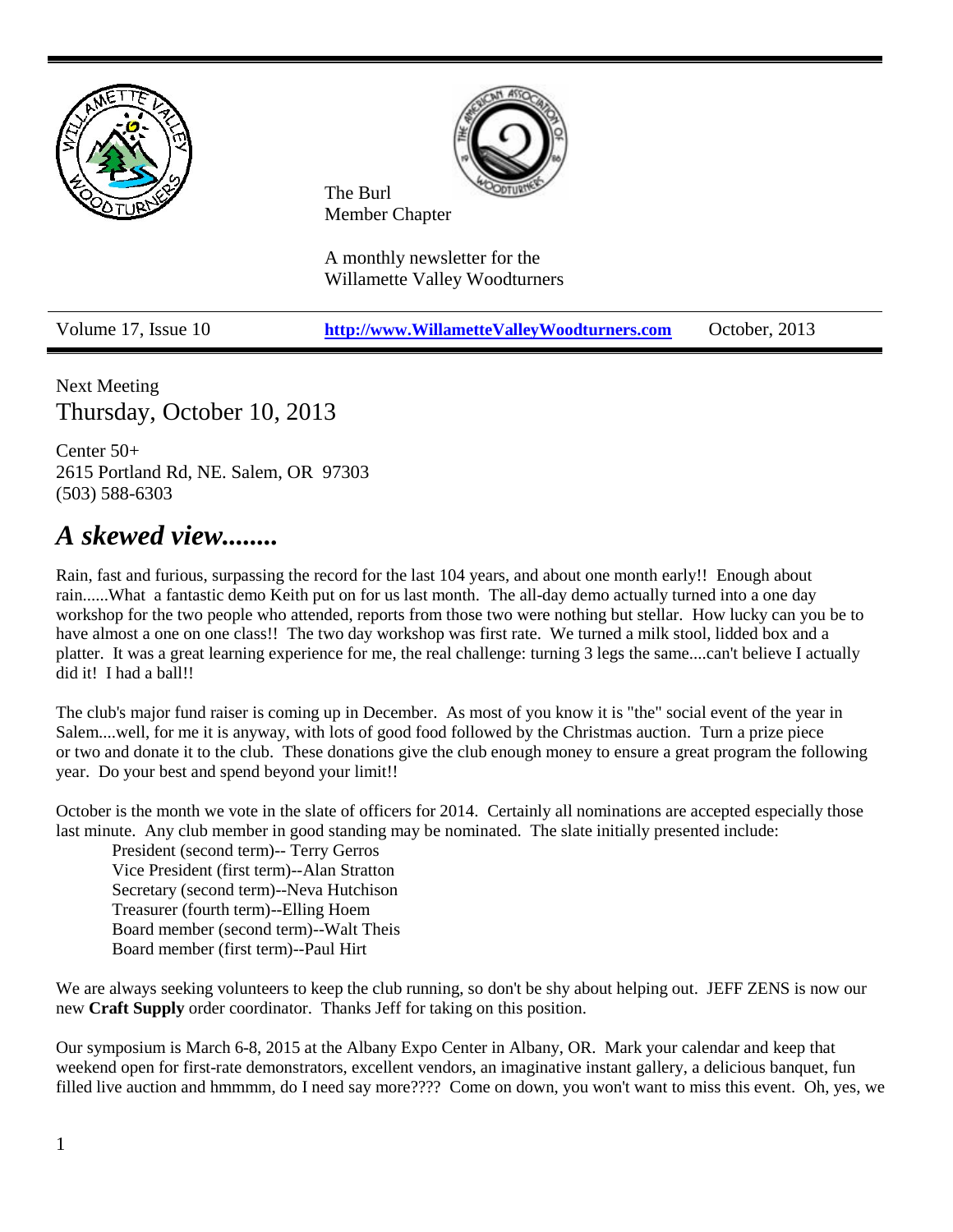The Burl
Member Chapter

A monthly newsletter for the
Willamette Valley Woodturners

Volume 17, Issue 10 | **http://www.WillametteValleyWoodturners.com** | October, 2013

Next Meeting
## Thursday, October 10, 2013

Center 50+
2615 Portland Rd, NE. Salem, OR 97303
(503) 588-6303

# *A skewed view........*

Rain, fast and furious, surpassing the record for the last 104 years, and about one month early!! Enough about rain......What a fantastic demo Keith put on for us last month. The all-day demo actually turned into a one day workshop for the two people who attended, reports from those two were nothing but stellar. How lucky can you be to have almost a one on one class!! The two day workshop was first rate. We turned a milk stool, lidded box and a platter. It was a great learning experience for me, the real challenge: turning 3 legs the same....can't believe I actually did it! I had a ball!!

The club's major fund raiser is coming up in December. As most of you know it is "the" social event of the year in Salem....well, for me it is anyway, with lots of good food followed by the Christmas auction. Turn a prize piece or two and donate it to the club. These donations give the club enough money to ensure a great program the following year. Do your best and spend beyond your limit!!

October is the month we vote in the slate of officers for 2014. Certainly all nominations are accepted especially those last minute. Any club member in good standing may be nominated. The slate initially presented include:

- President (second term)-- Terry Gerros
- Vice President (first term)--Alan Stratton
- Secretary (second term)--Neva Hutchison
- Treasurer (fourth term)--Elling Hoem
- Board member (second term)--Walt Theis
- Board member (first term)--Paul Hirt

We are always seeking volunteers to keep the club running, so don't be shy about helping out. JEFF ZENS is now our new **Craft Supply** order coordinator. Thanks Jeff for taking on this position.

Our symposium is March 6-8, 2015 at the Albany Expo Center in Albany, OR. Mark your calendar and keep that weekend open for first-rate demonstrators, excellent vendors, an imaginative instant gallery, a delicious banquet, fun filled live auction and hmmmm, do I need say more???? Come on down, you won't want to miss this event. Oh, yes, we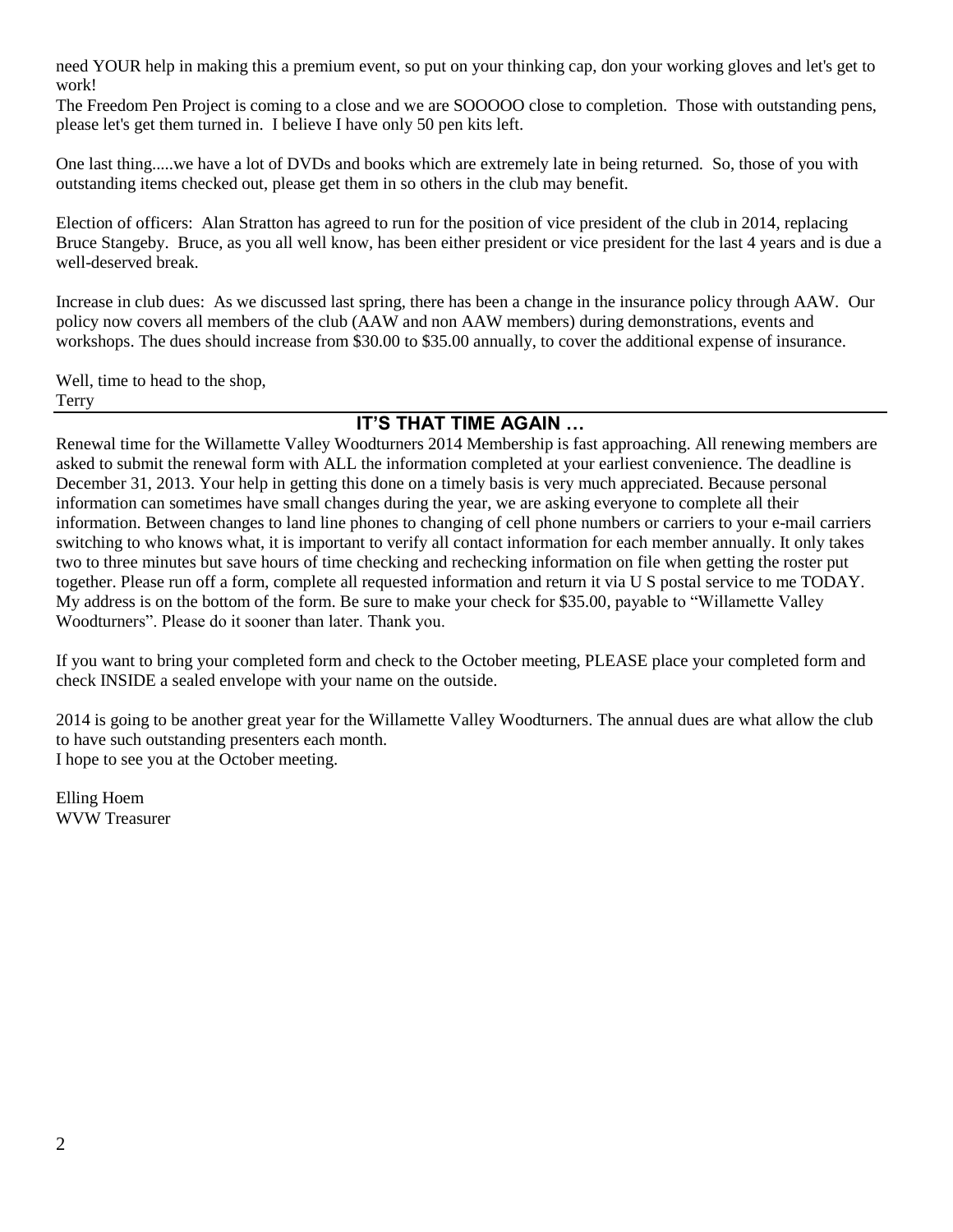need YOUR help in making this a premium event, so put on your thinking cap, don your working gloves and let's get to work!

The Freedom Pen Project is coming to a close and we are SOOOOO close to completion. Those with outstanding pens, please let's get them turned in. I believe I have only 50 pen kits left.

One last thing.....we have a lot of DVDs and books which are extremely late in being returned. So, those of you with outstanding items checked out, please get them in so others in the club may benefit.

Election of officers: Alan Stratton has agreed to run for the position of vice president of the club in 2014, replacing Bruce Stangeby. Bruce, as you all well know, has been either president or vice president for the last 4 years and is due a well-deserved break.

Increase in club dues: As we discussed last spring, there has been a change in the insurance policy through AAW. Our policy now covers all members of the club (AAW and non AAW members) during demonstrations, events and workshops. The dues should increase from $30.00 to $35.00 annually, to cover the additional expense of insurance.

Well, time to head to the shop,
Terry

## IT'S THAT TIME AGAIN …

Renewal time for the Willamette Valley Woodturners 2014 Membership is fast approaching. All renewing members are asked to submit the renewal form with ALL the information completed at your earliest convenience. The deadline is December 31, 2013. Your help in getting this done on a timely basis is very much appreciated. Because personal information can sometimes have small changes during the year, we are asking everyone to complete all their information. Between changes to land line phones to changing of cell phone numbers or carriers to your e-mail carriers switching to who knows what, it is important to verify all contact information for each member annually. It only takes two to three minutes but save hours of time checking and rechecking information on file when getting the roster put together. Please run off a form, complete all requested information and return it via U S postal service to me TODAY. My address is on the bottom of the form. Be sure to make your check for $35.00, payable to "Willamette Valley Woodturners". Please do it sooner than later. Thank you.

If you want to bring your completed form and check to the October meeting, PLEASE place your completed form and check INSIDE a sealed envelope with your name on the outside.

2014 is going to be another great year for the Willamette Valley Woodturners. The annual dues are what allow the club to have such outstanding presenters each month.
I hope to see you at the October meeting.

Elling Hoem
WVW Treasurer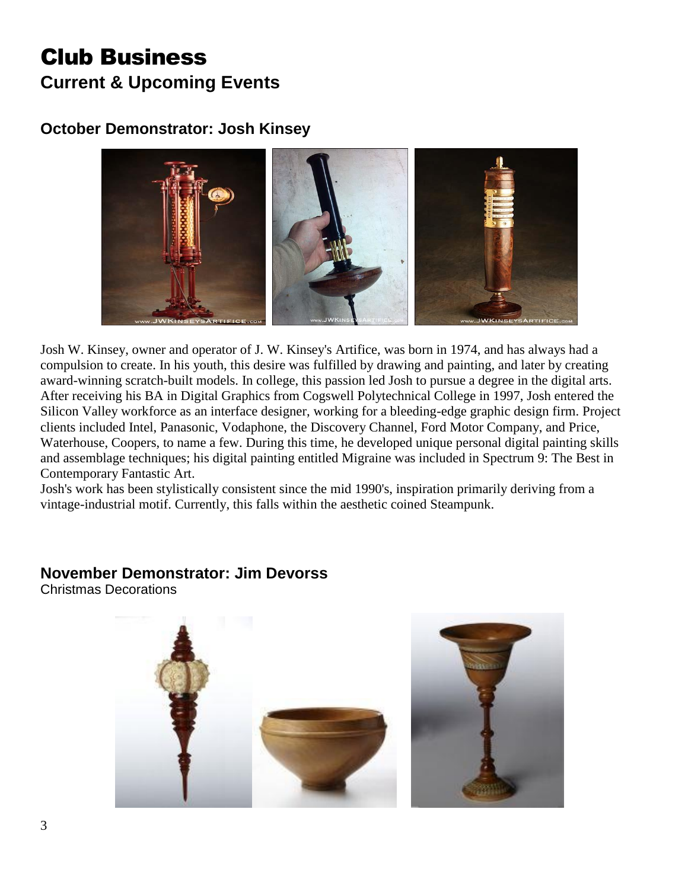# Club Business

## Current & Upcoming Events

### October Demonstrator: Josh Kinsey

Josh W. Kinsey, owner and operator of J. W. Kinsey's Artifice, was born in 1974, and has always had a compulsion to create. In his youth, this desire was fulfilled by drawing and painting, and later by creating award-winning scratch-built models. In college, this passion led Josh to pursue a degree in the digital arts. After receiving his BA in Digital Graphics from Cogswell Polytechnical College in 1997, Josh entered the Silicon Valley workforce as an interface designer, working for a bleeding-edge graphic design firm. Project clients included Intel, Panasonic, Vodaphone, the Discovery Channel, Ford Motor Company, and Price, Waterhouse, Coopers, to name a few. During this time, he developed unique personal digital painting skills and assemblage techniques; his digital painting entitled Migraine was included in Spectrum 9: The Best in Contemporary Fantastic Art.

Josh's work has been stylistically consistent since the mid 1990's, inspiration primarily deriving from a vintage-industrial motif. Currently, this falls within the aesthetic coined Steampunk.

### November Demonstrator: Jim Devorss

Christmas Decorations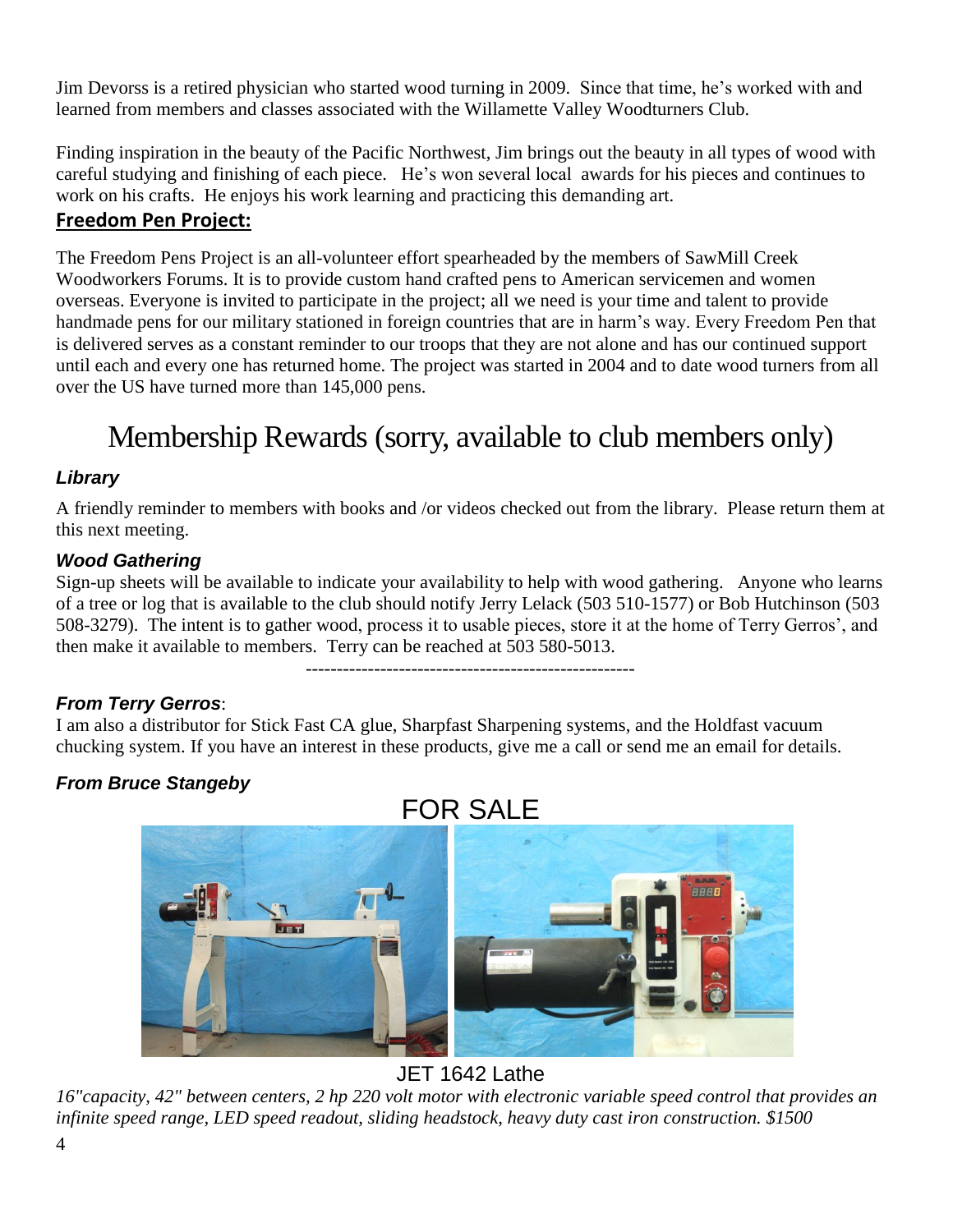Jim Devorss is a retired physician who started wood turning in 2009. Since that time, he's worked with and learned from members and classes associated with the Willamette Valley Woodturners Club.

Finding inspiration in the beauty of the Pacific Northwest, Jim brings out the beauty in all types of wood with careful studying and finishing of each piece. He's won several local awards for his pieces and continues to work on his crafts. He enjoys his work learning and practicing this demanding art.

**Freedom Pen Project:**

The Freedom Pens Project is an all-volunteer effort spearheaded by the members of SawMill Creek Woodworkers Forums. It is to provide custom hand crafted pens to American servicemen and women overseas. Everyone is invited to participate in the project; all we need is your time and talent to provide handmade pens for our military stationed in foreign countries that are in harm's way. Every Freedom Pen that is delivered serves as a constant reminder to our troops that they are not alone and has our continued support until each and every one has returned home. The project was started in 2004 and to date wood turners from all over the US have turned more than 145,000 pens.

# Membership Rewards (sorry, available to club members only)

### *Library*

A friendly reminder to members with books and /or videos checked out from the library. Please return them at this next meeting.

### *Wood Gathering*

Sign-up sheets will be available to indicate your availability to help with wood gathering. Anyone who learns of a tree or log that is available to the club should notify Jerry Lelack (503 510-1577) or Bob Hutchinson (503 508-3279). The intent is to gather wood, process it to usable pieces, store it at the home of Terry Gerros', and then make it available to members. Terry can be reached at 503 580-5013.

-----------------------------------------------------

### *From Terry Gerros*:

I am also a distributor for Stick Fast CA glue, Sharpfast Sharpening systems, and the Holdfast vacuum chucking system. If you have an interest in these products, give me a call or send me an email for details.

### *From Bruce Stangeby*

## FOR SALE

JET 1642 Lathe

*16"capacity, 42" between centers, 2 hp 220 volt motor with electronic variable speed control that provides an infinite speed range, LED speed readout, sliding headstock, heavy duty cast iron construction. $1500*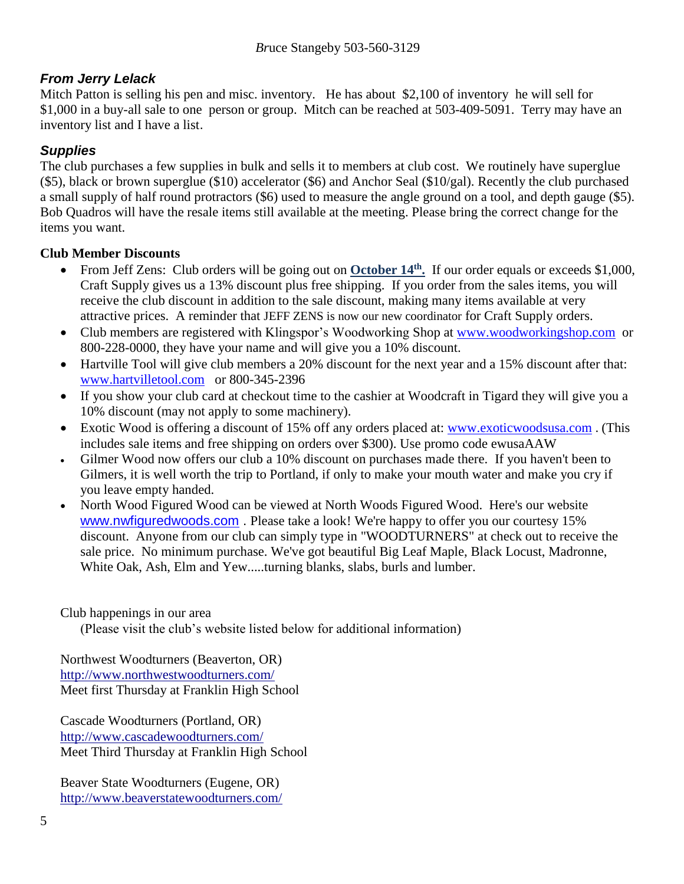Bruce Stangeby 503-560-3129

### *From Jerry Lelack*

Mitch Patton is selling his pen and misc. inventory. He has about $2,100 of inventory he will sell for $1,000 in a buy-all sale to one person or group. Mitch can be reached at 503-409-5091. Terry may have an inventory list and I have a list.

### *Supplies*

The club purchases a few supplies in bulk and sells it to members at club cost. We routinely have superglue ($5), black or brown superglue ($10) accelerator ($6) and Anchor Seal ($10/gal). Recently the club purchased a small supply of half round protractors ($6) used to measure the angle ground on a tool, and depth gauge ($5). Bob Quadros will have the resale items still available at the meeting. Please bring the correct change for the items you want.

**Club Member Discounts**

- From Jeff Zens: Club orders will be going out on **October 14th.** If our order equals or exceeds $1,000, Craft Supply gives us a 13% discount plus free shipping. If you order from the sales items, you will receive the club discount in addition to the sale discount, making many items available at very attractive prices. A reminder that JEFF ZENS is now our new coordinator for Craft Supply orders.
- Club members are registered with Klingspor's Woodworking Shop at www.woodworkingshop.com or 800-228-0000, they have your name and will give you a 10% discount.
- Hartville Tool will give club members a 20% discount for the next year and a 15% discount after that: www.hartvilletool.com or 800-345-2396
- If you show your club card at checkout time to the cashier at Woodcraft in Tigard they will give you a 10% discount (may not apply to some machinery).
- Exotic Wood is offering a discount of 15% off any orders placed at: www.exoticwoodsusa.com . (This includes sale items and free shipping on orders over $300). Use promo code ewusaAAW
- Gilmer Wood now offers our club a 10% discount on purchases made there. If you haven't been to Gilmers, it is well worth the trip to Portland, if only to make your mouth water and make you cry if you leave empty handed.
- North Wood Figured Wood can be viewed at North Woods Figured Wood. Here's our website www.nwfiguredwoods.com . Please take a look! We're happy to offer you our courtesy 15% discount. Anyone from our club can simply type in "WOODTURNERS" at check out to receive the sale price. No minimum purchase. We've got beautiful Big Leaf Maple, Black Locust, Madronne, White Oak, Ash, Elm and Yew.....turning blanks, slabs, burls and lumber.

Club happenings in our area

(Please visit the club's website listed below for additional information)

Northwest Woodturners (Beaverton, OR)
http://www.northwestwoodturners.com/
Meet first Thursday at Franklin High School

Cascade Woodturners (Portland, OR)
http://www.cascadewoodturners.com/
Meet Third Thursday at Franklin High School

Beaver State Woodturners (Eugene, OR)
http://www.beaverstatewoodturners.com/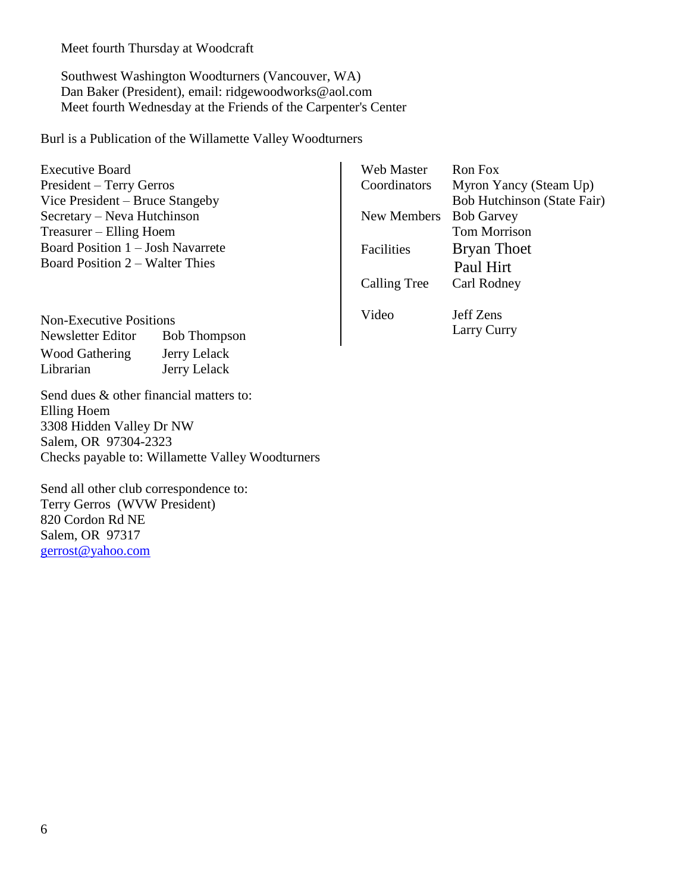Meet fourth Thursday at Woodcraft

Southwest Washington Woodturners (Vancouver, WA)
Dan Baker (President), email: ridgewoodworks@aol.com
Meet fourth Wednesday at the Friends of the Carpenter's Center

Burl is a Publication of the Willamette Valley Woodturners

Executive Board
President – Terry Gerros
Vice President – Bruce Stangeby
Secretary – Neva Hutchinson
Treasurer – Elling Hoem
Board Position 1 – Josh Navarrete
Board Position 2 – Walter Thies

Non-Executive Positions

| | |
|---|---|
| Newsletter Editor | Bob Thompson |
| Wood Gathering | Jerry Lelack |
| Librarian | Jerry Lelack |
| Web Master | Ron Fox |
| Coordinators | Myron Yancy (Steam Up)<br>Bob Hutchinson (State Fair) |
| New Members | Bob Garvey<br>Tom Morrison |
| Facilities | Bryan Thoet<br>Paul Hirt |
| Calling Tree | Carl Rodney |
| Video | Jeff Zens<br>Larry Curry |

Send dues & other financial matters to:
Elling Hoem
3308 Hidden Valley Dr NW
Salem, OR 97304-2323
Checks payable to: Willamette Valley Woodturners

Send all other club correspondence to:
Terry Gerros (WVW President)
820 Cordon Rd NE
Salem, OR 97317
gerrost@yahoo.com